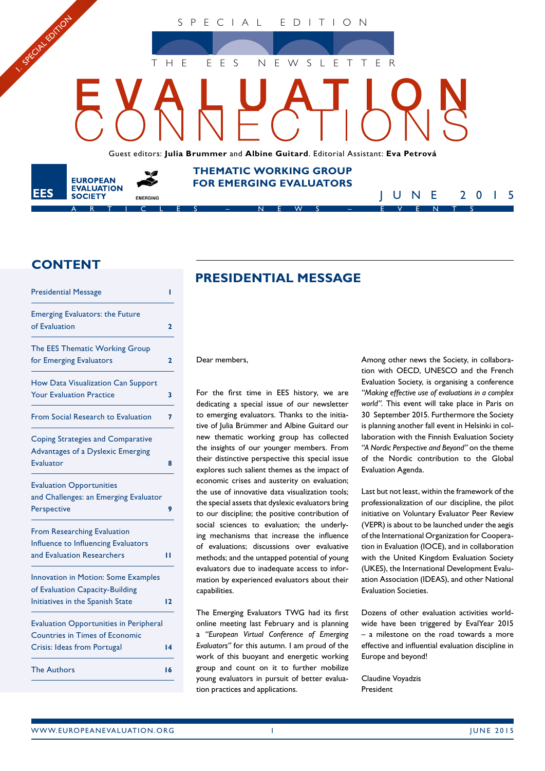I. SPECIAL EDITION

SPECIAL EDITION

THE EES NEWSLETTER

# EVALUATION CONNECTIONS

Guest editors: **Julia Brummer** and **Albine Guitard**. Editorial Assistant: **Eva Petrová**

EES EUROPEAN EVALUATION SOCIETY

EMERGING

**THEMATIC WORKING GROUP FOR EMERGING EVALUATORS**

JUNE 2015

ARTICLES – NEWS – EVENTS

## CONTENT

| | |
|---|---|
| Presidential Message | 1 |
| Emerging Evaluators: the Future of Evaluation | 2 |
| The EES Thematic Working Group for Emerging Evaluators | 2 |
| How Data Visualization Can Support Your Evaluation Practice | 3 |
| From Social Research to Evaluation | 7 |
| Coping Strategies and Comparative Advantages of a Dyslexic Emerging Evaluator | 8 |
| Evaluation Opportunities and Challenges: an Emerging Evaluator Perspective | 9 |
| From Researching Evaluation Influence to Influencing Evaluators and Evaluation Researchers | 11 |
| Innovation in Motion: Some Examples of Evaluation Capacity-Building Initiatives in the Spanish State | 12 |
| Evaluation Opportunities in Peripheral Countries in Times of Economic Crisis: Ideas from Portugal | 14 |
| The Authors | 16 |

## PRESIDENTIAL MESSAGE

Dear members,

For the first time in EES history, we are dedicating a special issue of our newsletter to emerging evaluators. Thanks to the initiative of Julia Brümmer and Albine Guitard our new thematic working group has collected the insights of our younger members. From their distinctive perspective this special issue explores such salient themes as the impact of economic crises and austerity on evaluation; the use of innovative data visualization tools; the special assets that dyslexic evaluators bring to our discipline; the positive contribution of social sciences to evaluation; the underlying mechanisms that increase the influence of evaluations; discussions over evaluative methods; and the untapped potential of young evaluators due to inadequate access to information by experienced evaluators about their capabilities.

The Emerging Evaluators TWG had its first online meeting last February and is planning a *"European Virtual Conference of Emerging Evaluators"* for this autumn. I am proud of the work of this buoyant and energetic working group and count on it to further mobilize young evaluators in pursuit of better evaluation practices and applications.

Among other news the Society, in collaboration with OECD, UNESCO and the French Evaluation Society, is organising a conference *"Making effective use of evaluations in a complex world"*. This event will take place in Paris on 30 September 2015. Furthermore the Society is planning another fall event in Helsinki in collaboration with the Finnish Evaluation Society *"A Nordic Perspective and Beyond"* on the theme of the Nordic contribution to the Global Evaluation Agenda.

Last but not least, within the framework of the professionalization of our discipline, the pilot initiative on Voluntary Evaluator Peer Review (VEPR) is about to be launched under the aegis of the International Organization for Cooperation in Evaluation (IOCE), and in collaboration with the United Kingdom Evaluation Society (UKES), the International Development Evaluation Association (IDEAS), and other National Evaluation Societies.

Dozens of other evaluation activities worldwide have been triggered by EvalYear 2015 – a milestone on the road towards a more effective and influential evaluation discipline in Europe and beyond!

Claudine Voyadzis
President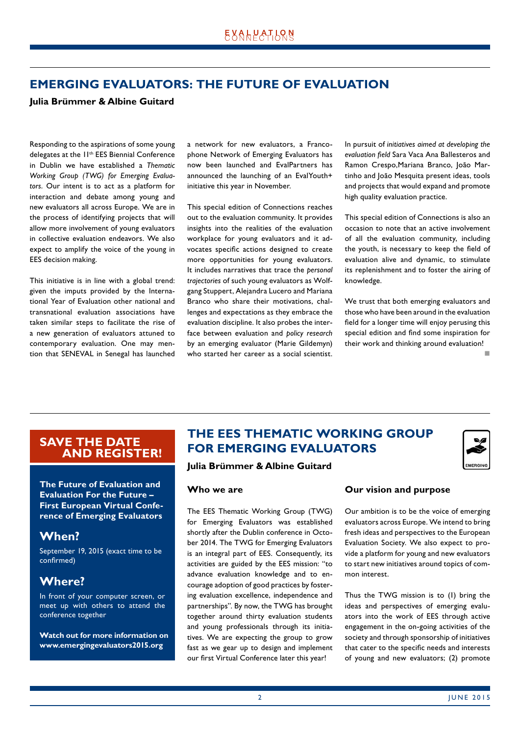## EMERGING EVALUATORS: THE FUTURE OF EVALUATION

**Julia Brümmer & Albine Guitard**

Responding to the aspirations of some young delegates at the 11th EES Biennial Conference in Dublin we have established a *Thematic Working Group (TWG) for Emerging Evaluators*. Our intent is to act as a platform for interaction and debate among young and new evaluators all across Europe. We are in the process of identifying projects that will allow more involvement of young evaluators in collective evaluation endeavors. We also expect to amplify the voice of the young in EES decision making.

This initiative is in line with a global trend: given the imputs provided by the International Year of Evaluation other national and transnational evaluation associations have taken similar steps to facilitate the rise of a new generation of evaluators attuned to contemporary evaluation. One may mention that SENEVAL in Senegal has launched a network for new evaluators, a Francophone Network of Emerging Evaluators has now been launched and EvalPartners has announced the launching of an EvalYouth+ initiative this year in November.

This special edition of Connections reaches out to the evaluation community. It provides insights into the realities of the evaluation workplace for young evaluators and it advocates specific actions designed to create more opportunities for young evaluators. It includes narratives that trace the *personal trajectories* of such young evaluators as Wolfgang Stuppert, Alejandra Lucero and Mariana Branco who share their motivations, challenges and expectations as they embrace the evaluation discipline. It also probes the interface between evaluation and *policy research* by an emerging evaluator (Marie Gildemyn) who started her career as a social scientist.

In pursuit of *initiatives aimed at developing the evaluation field* Sara Vaca Ana Ballesteros and Ramon Crespo,Mariana Branco, João Martinho and João Mesquita present ideas, tools and projects that would expand and promote high quality evaluation practice.

This special edition of Connections is also an occasion to note that an active involvement of all the evaluation community, including the youth, is necessary to keep the field of evaluation alive and dynamic, to stimulate its replenishment and to foster the airing of knowledge.

We trust that both emerging evaluators and those who have been around in the evaluation field for a longer time will enjoy perusing this special edition and find some inspiration for their work and thinking around evaluation!

---

## SAVE THE DATE AND REGISTER!

**The Future of Evaluation and Evaluation For the Future – First European Virtual Conference of Emerging Evaluators**

### When?

September 19, 2015 (exact time to be confirmed)

### Where?

In front of your computer screen, or meet up with others to attend the conference together

**Watch out for more information on www.emergingevaluators2015.org**

---

## THE EES THEMATIC WORKING GROUP FOR EMERGING EVALUATORS

**Julia Brümmer & Albine Guitard**

### Who we are

The EES Thematic Working Group (TWG) for Emerging Evaluators was established shortly after the Dublin conference in October 2014. The TWG for Emerging Evaluators is an integral part of EES. Consequently, its activities are guided by the EES mission: "to advance evaluation knowledge and to encourage adoption of good practices by fostering evaluation excellence, independence and partnerships". By now, the TWG has brought together around thirty evaluation students and young professionals through its initiatives. We are expecting the group to grow fast as we gear up to design and implement our first Virtual Conference later this year!

### Our vision and purpose

Our ambition is to be the voice of emerging evaluators across Europe. We intend to bring fresh ideas and perspectives to the European Evaluation Society. We also expect to provide a platform for young and new evaluators to start new initiatives around topics of common interest.

Thus the TWG mission is to (1) bring the ideas and perspectives of emerging evaluators into the work of EES through active engagement in the on-going activities of the society and through sponsorship of initiatives that cater to the specific needs and interests of young and new evaluators; (2) promote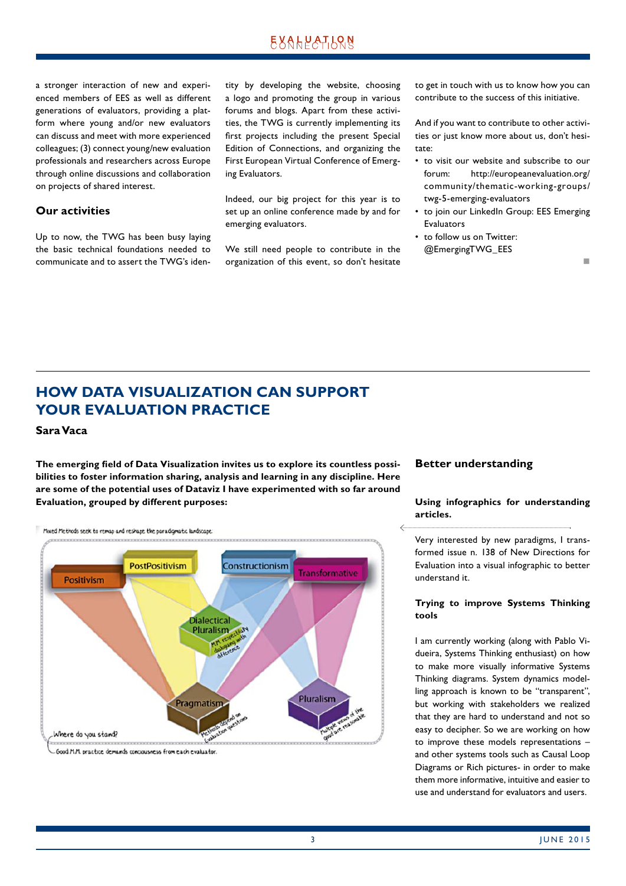a stronger interaction of new and experienced members of EES as well as different generations of evaluators, providing a platform where young and/or new evaluators can discuss and meet with more experienced colleagues; (3) connect young/new evaluation professionals and researchers across Europe through online discussions and collaboration on projects of shared interest.

### Our activities

Up to now, the TWG has been busy laying the basic technical foundations needed to communicate and to assert the TWG's identity by developing the website, choosing a logo and promoting the group in various forums and blogs. Apart from these activities, the TWG is currently implementing its first projects including the present Special Edition of Connections, and organizing the First European Virtual Conference of Emerging Evaluators.

Indeed, our big project for this year is to set up an online conference made by and for emerging evaluators.

We still need people to contribute in the organization of this event, so don't hesitate to get in touch with us to know how you can contribute to the success of this initiative.

And if you want to contribute to other activities or just know more about us, don't hesitate:

- to visit our website and subscribe to our forum: http://europeanevaluation.org/community/thematic-working-groups/twg-5-emerging-evaluators
- to join our LinkedIn Group: EES Emerging Evaluators
- to follow us on Twitter: @EmergingTWG_EES

## HOW DATA VISUALIZATION CAN SUPPORT YOUR EVALUATION PRACTICE

**Sara Vaca**

**The emerging field of Data Visualization invites us to explore its countless possibilities to foster information sharing, analysis and learning in any discipline. Here are some of the potential uses of Dataviz I have experimented with so far around Evaluation, grouped by different purposes:**

Mixed Methods seek to remap and reshape the paradigmatic landscape.

Positivism | PostPositivism | Constructionism | Transformative | Dialectical Pluralism (MM respectfully dialoguing with difference) | Pragmatism (Methods depend on evaluation questions) | Pluralism (Multiple views of the good are reasonable)

Where do you stand?

Good M.M. practice demands conciousness from each evaluator.

### Better understanding

**Using infographics for understanding articles.**

Very interested by new paradigms, I transformed issue n. 138 of New Directions for Evaluation into a visual infographic to better understand it.

**Trying to improve Systems Thinking tools**

I am currently working (along with Pablo Vidueira, Systems Thinking enthusiast) on how to make more visually informative Systems Thinking diagrams. System dynamics modelling approach is known to be "transparent", but working with stakeholders we realized that they are hard to understand and not so easy to decipher. So we are working on how to improve these models representations – and other systems tools such as Causal Loop Diagrams or Rich pictures- in order to make them more informative, intuitive and easier to use and understand for evaluators and users.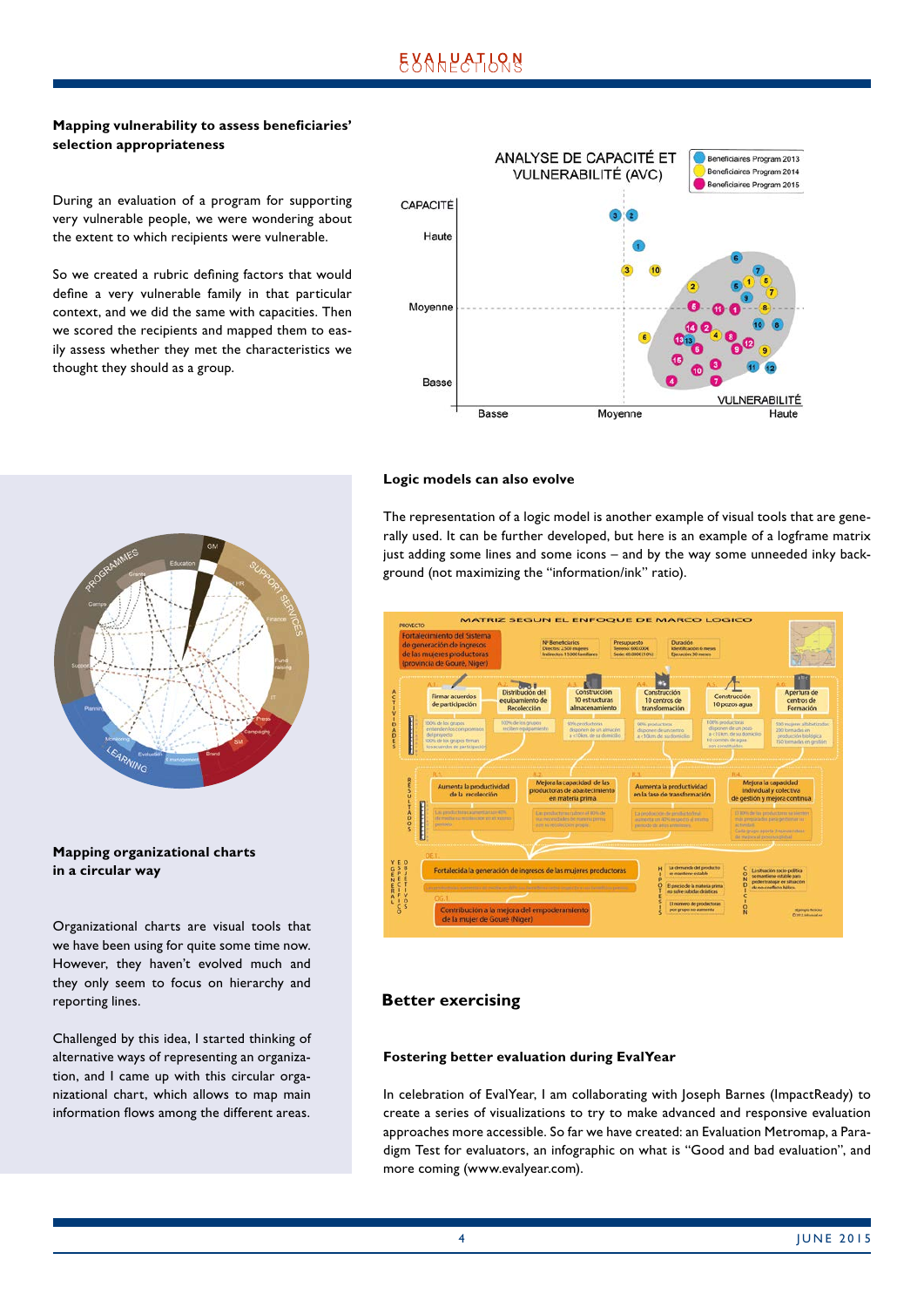### Mapping vulnerability to assess beneficiaries' selection appropriateness

During an evaluation of a program for supporting very vulnerable people, we were wondering about the extent to which recipients were vulnerable.

So we created a rubric defining factors that would define a very vulnerable family in that particular context, and we did the same with capacities. Then we scored the recipients and mapped them to easily assess whether they met the characteristics we thought they should as a group.

### Mapping organizational charts in a circular way

Organizational charts are visual tools that we have been using for quite some time now. However, they haven't evolved much and they only seem to focus on hierarchy and reporting lines.

Challenged by this idea, I started thinking of alternative ways of representing an organization, and I came up with this circular organizational chart, which allows to map main information flows among the different areas.

### Logic models can also evolve

The representation of a logic model is another example of visual tools that are generally used. It can be further developed, but here is an example of a logframe matrix just adding some lines and some icons – and by the way some unneeded inky background (not maximizing the "information/ink" ratio).

## Better exercising

### Fostering better evaluation during EvalYear

In celebration of EvalYear, I am collaborating with Joseph Barnes (ImpactReady) to create a series of visualizations to try to make advanced and responsive evaluation approaches more accessible. So far we have created: an Evaluation Metromap, a Paradigm Test for evaluators, an infographic on what is "Good and bad evaluation", and more coming (www.evalyear.com).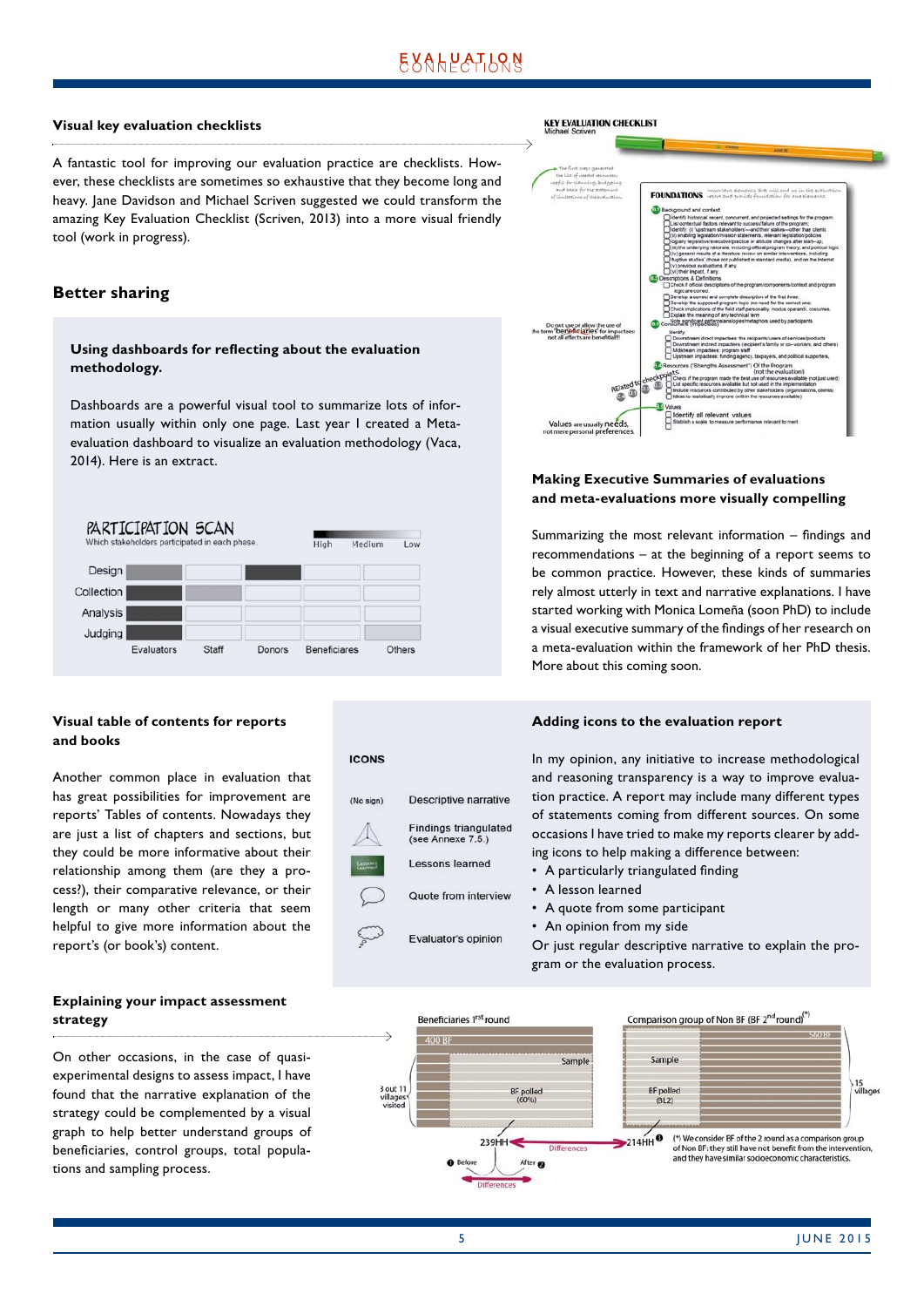### Visual key evaluation checklists

A fantastic tool for improving our evaluation practice are checklists. However, these checklists are sometimes so exhaustive that they become long and heavy. Jane Davidson and Michael Scriven suggested we could transform the amazing Key Evaluation Checklist (Scriven, 2013) into a more visual friendly tool (work in progress).

## Better sharing

### Using dashboards for reflecting about the evaluation methodology.

Dashboards are a powerful visual tool to summarize lots of information usually within only one page. Last year I created a Meta-evaluation dashboard to visualize an evaluation methodology (Vaca, 2014). Here is an extract.

### Making Executive Summaries of evaluations and meta-evaluations more visually compelling

Summarizing the most relevant information – findings and recommendations – at the beginning of a report seems to be common practice. However, these kinds of summaries rely almost utterly in text and narrative explanations. I have started working with Monica Lomeña (soon PhD) to include a visual executive summary of the findings of her research on a meta-evaluation within the framework of her PhD thesis. More about this coming soon.

### Visual table of contents for reports and books

Another common place in evaluation that has great possibilities for improvement are reports' Tables of contents. Nowadays they are just a list of chapters and sections, but they could be more informative about their relationship among them (are they a process?), their comparative relevance, or their length or many other criteria that seem helpful to give more information about the report's (or book's) content.

### Adding icons to the evaluation report

In my opinion, any initiative to increase methodological and reasoning transparency is a way to improve evaluation practice. A report may include many different types of statements coming from different sources. On some occasions I have tried to make my reports clearer by adding icons to help making a difference between:

- A particularly triangulated finding
- A lesson learned
- A quote from some participant
- An opinion from my side

Or just regular descriptive narrative to explain the program or the evaluation process.

### Explaining your impact assessment strategy

On other occasions, in the case of quasi-experimental designs to assess impact, I have found that the narrative explanation of the strategy could be complemented by a visual graph to help better understand groups of beneficiaries, control groups, total populations and sampling process.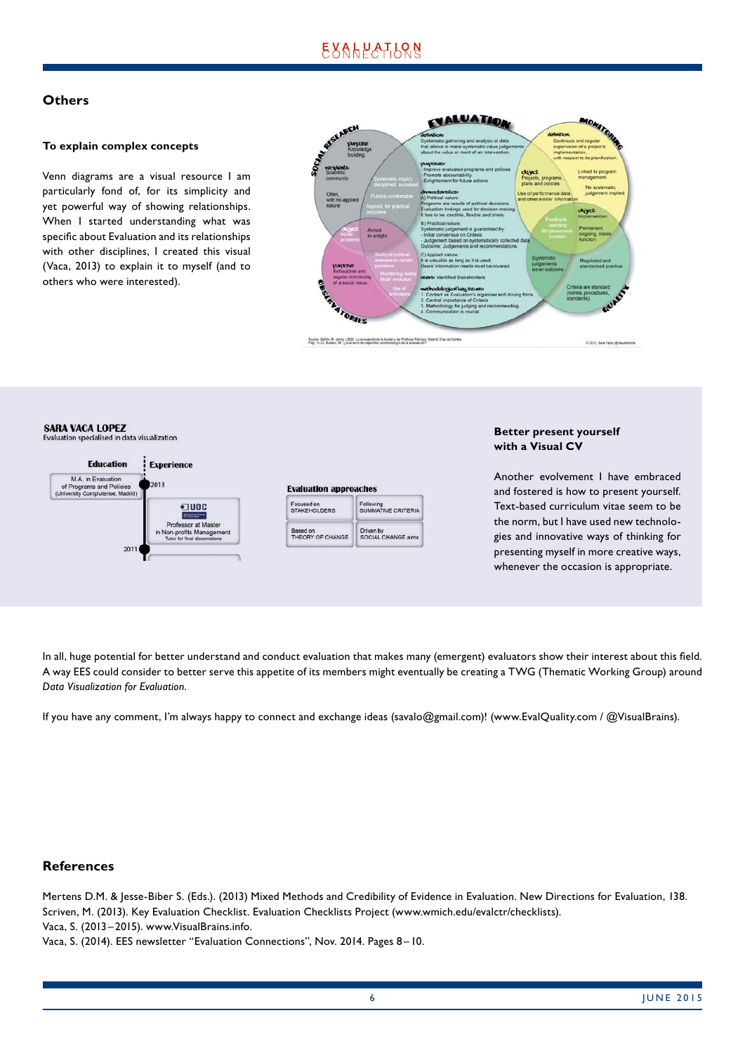## Others

### To explain complex concepts

Venn diagrams are a visual resource I am particularly fond of, for its simplicity and yet powerful way of showing relationships. When I started understanding what was specific about Evaluation and its relationships with other disciplines, I created this visual (Vaca, 2013) to explain it to myself (and to others who were interested).

### Better present yourself with a Visual CV

Another evolvement I have embraced and fostered is how to present yourself. Text-based curriculum vitae seem to be the norm, but I have used new technologies and innovative ways of thinking for presenting myself in more creative ways, whenever the occasion is appropriate.

In all, huge potential for better understand and conduct evaluation that makes many (emergent) evaluators show their interest about this field. A way EES could consider to better serve this appetite of its members might eventually be creating a TWG (Thematic Working Group) around *Data Visualization for Evaluation*.

If you have any comment, I'm always happy to connect and exchange ideas (savalo@gmail.com)! (www.EvalQuality.com / @VisualBrains).

## References

Mertens D.M. & Jesse-Biber S. (Eds.). (2013) Mixed Methods and Credibility of Evidence in Evaluation. New Directions for Evaluation, 138.
Scriven, M. (2013). Key Evaluation Checklist. Evaluation Checklists Project (www.wmich.edu/evalctr/checklists).
Vaca, S. (2013–2015). www.VisualBrains.info.
Vaca, S. (2014). EES newsletter "Evaluation Connections", Nov. 2014. Pages 8–10.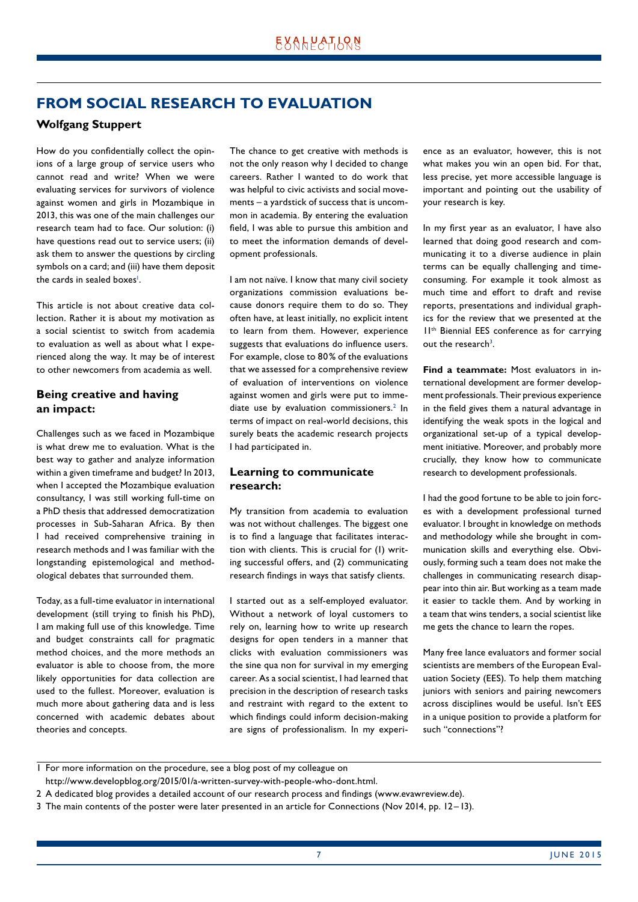## FROM SOCIAL RESEARCH TO EVALUATION

**Wolfgang Stuppert**

How do you confidentially collect the opinions of a large group of service users who cannot read and write? When we were evaluating services for survivors of violence against women and girls in Mozambique in 2013, this was one of the main challenges our research team had to face. Our solution: (i) have questions read out to service users; (ii) ask them to answer the questions by circling symbols on a card; and (iii) have them deposit the cards in sealed boxes[1].

This article is not about creative data collection. Rather it is about my motivation as a social scientist to switch from academia to evaluation as well as about what I experienced along the way. It may be of interest to other newcomers from academia as well.

### Being creative and having an impact:

Challenges such as we faced in Mozambique is what drew me to evaluation. What is the best way to gather and analyze information within a given timeframe and budget? In 2013, when I accepted the Mozambique evaluation consultancy, I was still working full-time on a PhD thesis that addressed democratization processes in Sub-Saharan Africa. By then I had received comprehensive training in research methods and I was familiar with the longstanding epistemological and methodological debates that surrounded them.

Today, as a full-time evaluator in international development (still trying to finish his PhD), I am making full use of this knowledge. Time and budget constraints call for pragmatic method choices, and the more methods an evaluator is able to choose from, the more likely opportunities for data collection are used to the fullest. Moreover, evaluation is much more about gathering data and is less concerned with academic debates about theories and concepts.

The chance to get creative with methods is not the only reason why I decided to change careers. Rather I wanted to do work that was helpful to civic activists and social movements – a yardstick of success that is uncommon in academia. By entering the evaluation field, I was able to pursue this ambition and to meet the information demands of development professionals.

I am not naïve. I know that many civil society organizations commission evaluations because donors require them to do so. They often have, at least initially, no explicit intent to learn from them. However, experience suggests that evaluations do influence users. For example, close to 80% of the evaluations that we assessed for a comprehensive review of evaluation of interventions on violence against women and girls were put to immediate use by evaluation commissioners.[2] In terms of impact on real-world decisions, this surely beats the academic research projects I had participated in.

### Learning to communicate research:

My transition from academia to evaluation was not without challenges. The biggest one is to find a language that facilitates interaction with clients. This is crucial for (1) writing successful offers, and (2) communicating research findings in ways that satisfy clients.

I started out as a self-employed evaluator. Without a network of loyal customers to rely on, learning how to write up research designs for open tenders in a manner that clicks with evaluation commissioners was the sine qua non for survival in my emerging career. As a social scientist, I had learned that precision in the description of research tasks and restraint with regard to the extent to which findings could inform decision-making are signs of professionalism. In my experience as an evaluator, however, this is not what makes you win an open bid. For that, less precise, yet more accessible language is important and pointing out the usability of your research is key.

In my first year as an evaluator, I have also learned that doing good research and communicating it to a diverse audience in plain terms can be equally challenging and time-consuming. For example it took almost as much time and effort to draft and revise reports, presentations and individual graphics for the review that we presented at the 11th Biennial EES conference as for carrying out the research[3].

**Find a teammate:** Most evaluators in international development are former development professionals. Their previous experience in the field gives them a natural advantage in identifying the weak spots in the logical and organizational set-up of a typical development initiative. Moreover, and probably more crucially, they know how to communicate research to development professionals.

I had the good fortune to be able to join forces with a development professional turned evaluator. I brought in knowledge on methods and methodology while she brought in communication skills and everything else. Obviously, forming such a team does not make the challenges in communicating research disappear into thin air. But working as a team made it easier to tackle them. And by working in a team that wins tenders, a social scientist like me gets the chance to learn the ropes.

Many free lance evaluators and former social scientists are members of the European Evaluation Society (EES). To help them matching juniors with seniors and pairing newcomers across disciplines would be useful. Isn't EES in a unique position to provide a platform for such "connections"?

---

1 For more information on the procedure, see a blog post of my colleague on http://www.developblog.org/2015/01/a-written-survey-with-people-who-dont.html.

2 A dedicated blog provides a detailed account of our research process and findings (www.evawreview.de).

3 The main contents of the poster were later presented in an article for Connections (Nov 2014, pp. 12–13).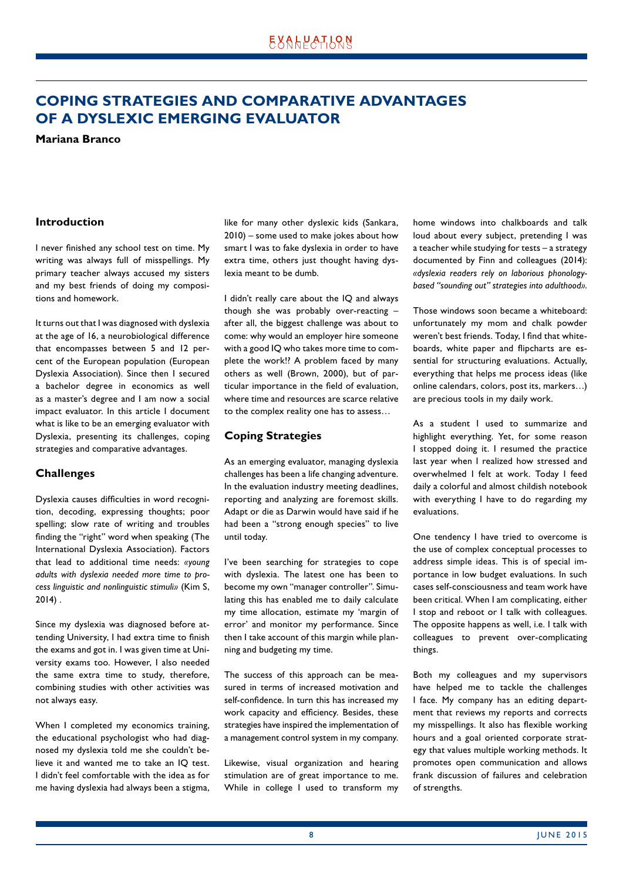# COPING STRATEGIES AND COMPARATIVE ADVANTAGES OF A DYSLEXIC EMERGING EVALUATOR

**Mariana Branco**

## Introduction

I never finished any school test on time. My writing was always full of misspellings. My primary teacher always accused my sisters and my best friends of doing my compositions and homework.

It turns out that I was diagnosed with dyslexia at the age of 16, a neurobiological difference that encompasses between 5 and 12 percent of the European population (European Dyslexia Association). Since then I secured a bachelor degree in economics as well as a master's degree and I am now a social impact evaluator. In this article I document what is like to be an emerging evaluator with Dyslexia, presenting its challenges, coping strategies and comparative advantages.

## Challenges

Dyslexia causes difficulties in word recognition, decoding, expressing thoughts; poor spelling; slow rate of writing and troubles finding the "right" word when speaking (The International Dyslexia Association). Factors that lead to additional time needs: *«young adults with dyslexia needed more time to process linguistic and nonlinguistic stimuli»* (Kim S, 2014) .

Since my dyslexia was diagnosed before attending University, I had extra time to finish the exams and got in. I was given time at University exams too. However, I also needed the same extra time to study, therefore, combining studies with other activities was not always easy.

When I completed my economics training, the educational psychologist who had diagnosed my dyslexia told me she couldn't believe it and wanted me to take an IQ test. I didn't feel comfortable with the idea as for me having dyslexia had always been a stigma, like for many other dyslexic kids (Sankara, 2010) – some used to make jokes about how smart I was to fake dyslexia in order to have extra time, others just thought having dyslexia meant to be dumb.

I didn't really care about the IQ and always though she was probably over-reacting – after all, the biggest challenge was about to come: why would an employer hire someone with a good IQ who takes more time to complete the work!? A problem faced by many others as well (Brown, 2000), but of particular importance in the field of evaluation, where time and resources are scarce relative to the complex reality one has to assess…

## Coping Strategies

As an emerging evaluator, managing dyslexia challenges has been a life changing adventure. In the evaluation industry meeting deadlines, reporting and analyzing are foremost skills. Adapt or die as Darwin would have said if he had been a "strong enough species" to live until today.

I've been searching for strategies to cope with dyslexia. The latest one has been to become my own "manager controller". Simulating this has enabled me to daily calculate my time allocation, estimate my 'margin of error' and monitor my performance. Since then I take account of this margin while planning and budgeting my time.

The success of this approach can be measured in terms of increased motivation and self-confidence. In turn this has increased my work capacity and efficiency. Besides, these strategies have inspired the implementation of a management control system in my company.

Likewise, visual organization and hearing stimulation are of great importance to me. While in college I used to transform my home windows into chalkboards and talk loud about every subject, pretending I was a teacher while studying for tests – a strategy documented by Finn and colleagues (2014): *«dyslexia readers rely on laborious phonology-based "sounding out" strategies into adulthood».*

Those windows soon became a whiteboard: unfortunately my mom and chalk powder weren't best friends. Today, I find that whiteboards, white paper and flipcharts are essential for structuring evaluations. Actually, everything that helps me process ideas (like online calendars, colors, post its, markers…) are precious tools in my daily work.

As a student I used to summarize and highlight everything. Yet, for some reason I stopped doing it. I resumed the practice last year when I realized how stressed and overwhelmed I felt at work. Today I feed daily a colorful and almost childish notebook with everything I have to do regarding my evaluations.

One tendency I have tried to overcome is the use of complex conceptual processes to address simple ideas. This is of special importance in low budget evaluations. In such cases self-consciousness and team work have been critical. When I am complicating, either I stop and reboot or I talk with colleagues. The opposite happens as well, i.e. I talk with colleagues to prevent over-complicating things.

Both my colleagues and my supervisors have helped me to tackle the challenges I face. My company has an editing department that reviews my reports and corrects my misspellings. It also has flexible working hours and a goal oriented corporate strategy that values multiple working methods. It promotes open communication and allows frank discussion of failures and celebration of strengths.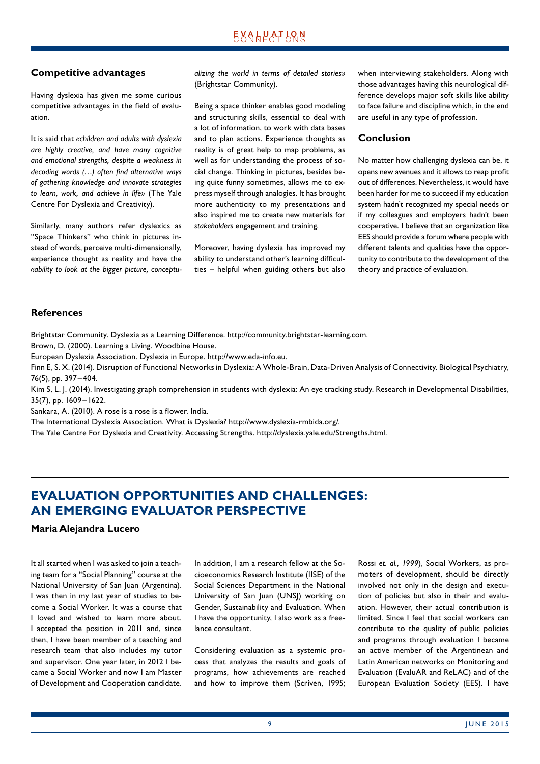## Competitive advantages

Having dyslexia has given me some curious competitive advantages in the field of evaluation.

It is said that *«children and adults with dyslexia are highly creative, and have many cognitive and emotional strengths, despite a weakness in decoding words (…) often find alternative ways of gathering knowledge and innovate strategies to learn, work, and achieve in life»* (The Yale Centre For Dyslexia and Creativity).

Similarly, many authors refer dyslexics as "Space Thinkers" who think in pictures instead of words, perceive multi-dimensionally, experience thought as reality and have the *«ability to look at the bigger picture, conceptualizing the world in terms of detailed stories»* (Brightstar Community).

Being a space thinker enables good modeling and structuring skills, essential to deal with a lot of information, to work with data bases and to plan actions. Experience thoughts as reality is of great help to map problems, as well as for understanding the process of social change. Thinking in pictures, besides being quite funny sometimes, allows me to express myself through analogies. It has brought more authenticity to my presentations and also inspired me to create new materials for *stakeholders* engagement and training.

Moreover, having dyslexia has improved my ability to understand other's learning difficulties – helpful when guiding others but also when interviewing stakeholders. Along with those advantages having this neurological difference develops major soft skills like ability to face failure and discipline which, in the end are useful in any type of profession.

## Conclusion

No matter how challenging dyslexia can be, it opens new avenues and it allows to reap profit out of differences. Nevertheless, it would have been harder for me to succeed if my education system hadn't recognized my special needs or if my colleagues and employers hadn't been cooperative. I believe that an organization like EES should provide a forum where people with different talents and qualities have the opportunity to contribute to the development of the theory and practice of evaluation.

## References

Brightstar Community. Dyslexia as a Learning Difference. http://community.brightstar-learning.com.

Brown, D. (2000). Learning a Living. Woodbine House.

European Dyslexia Association. Dyslexia in Europe. http://www.eda-info.eu.

Finn E, S. X. (2014). Disruption of Functional Networks in Dyslexia: A Whole-Brain, Data-Driven Analysis of Connectivity. Biological Psychiatry, 76(5), pp. 397–404.

Kim S, L. J. (2014). Investigating graph comprehension in students with dyslexia: An eye tracking study. Research in Developmental Disabilities, 35(7), pp. 1609–1622.

Sankara, A. (2010). A rose is a rose is a flower. India.

The International Dyslexia Association. What is Dyslexia? http://www.dyslexia-rmbida.org/.

The Yale Centre For Dyslexia and Creativity. Accessing Strengths. http://dyslexia.yale.edu/Strengths.html.

# EVALUATION OPPORTUNITIES AND CHALLENGES: AN EMERGING EVALUATOR PERSPECTIVE

**Maria Alejandra Lucero**

It all started when I was asked to join a teaching team for a "Social Planning" course at the National University of San Juan (Argentina). I was then in my last year of studies to become a Social Worker. It was a course that I loved and wished to learn more about. I accepted the position in 2011 and, since then, I have been member of a teaching and research team that also includes my tutor and supervisor. One year later, in 2012 I became a Social Worker and now I am Master of Development and Cooperation candidate.

In addition, I am a research fellow at the Socioeconomics Research Institute (IISE) of the Social Sciences Department in the National University of San Juan (UNSJ) working on Gender, Sustainability and Evaluation. When I have the opportunity, I also work as a freelance consultant.

Considering evaluation as a systemic process that analyzes the results and goals of programs, how achievements are reached and how to improve them (Scriven, 1995; Rossi *et. al., 1999*), Social Workers, as promoters of development, should be directly involved not only in the design and execution of policies but also in their and evaluation. However, their actual contribution is limited. Since I feel that social workers can contribute to the quality of public policies and programs through evaluation I became an active member of the Argentinean and Latin American networks on Monitoring and Evaluation (EvaluAR and ReLAC) and of the European Evaluation Society (EES). I have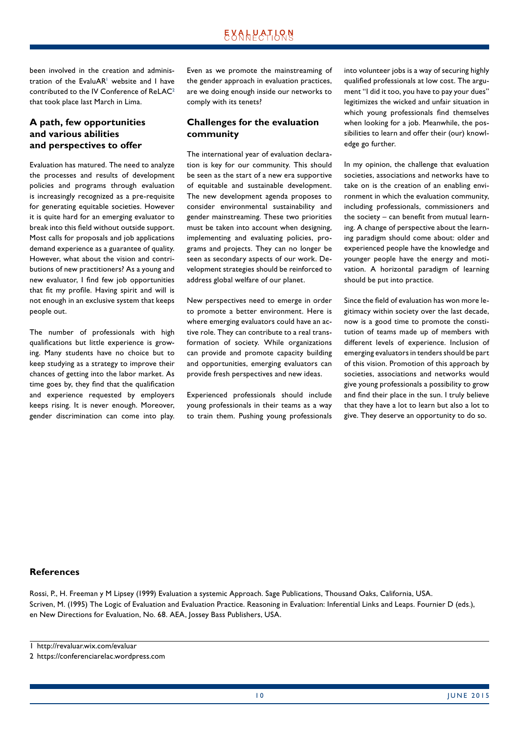been involved in the creation and administration of the EvaluAR[1] website and I have contributed to the IV Conference of ReLAC[2] that took place last March in Lima.

## A path, few opportunities and various abilities and perspectives to offer

Evaluation has matured. The need to analyze the processes and results of development policies and programs through evaluation is increasingly recognized as a pre-requisite for generating equitable societies. However it is quite hard for an emerging evaluator to break into this field without outside support. Most calls for proposals and job applications demand experience as a guarantee of quality. However, what about the vision and contributions of new practitioners? As a young and new evaluator, I find few job opportunities that fit my profile. Having spirit and will is not enough in an exclusive system that keeps people out.

The number of professionals with high qualifications but little experience is growing. Many students have no choice but to keep studying as a strategy to improve their chances of getting into the labor market. As time goes by, they find that the qualification and experience requested by employers keeps rising. It is never enough. Moreover, gender discrimination can come into play. Even as we promote the mainstreaming of the gender approach in evaluation practices, are we doing enough inside our networks to comply with its tenets?

## Challenges for the evaluation community

The international year of evaluation declaration is key for our community. This should be seen as the start of a new era supportive of equitable and sustainable development. The new development agenda proposes to consider environmental sustainability and gender mainstreaming. These two priorities must be taken into account when designing, implementing and evaluating policies, programs and projects. They can no longer be seen as secondary aspects of our work. Development strategies should be reinforced to address global welfare of our planet.

New perspectives need to emerge in order to promote a better environment. Here is where emerging evaluators could have an active role. They can contribute to a real transformation of society. While organizations can provide and promote capacity building and opportunities, emerging evaluators can provide fresh perspectives and new ideas.

Experienced professionals should include young professionals in their teams as a way to train them. Pushing young professionals into volunteer jobs is a way of securing highly qualified professionals at low cost. The argument "I did it too, you have to pay your dues" legitimizes the wicked and unfair situation in which young professionals find themselves when looking for a job. Meanwhile, the possibilities to learn and offer their (our) knowledge go further.

In my opinion, the challenge that evaluation societies, associations and networks have to take on is the creation of an enabling environment in which the evaluation community, including professionals, commissioners and the society – can benefit from mutual learning. A change of perspective about the learning paradigm should come about: older and experienced people have the knowledge and younger people have the energy and motivation. A horizontal paradigm of learning should be put into practice.

Since the field of evaluation has won more legitimacy within society over the last decade, now is a good time to promote the constitution of teams made up of members with different levels of experience. Inclusion of emerging evaluators in tenders should be part of this vision. Promotion of this approach by societies, associations and networks would give young professionals a possibility to grow and find their place in the sun. I truly believe that they have a lot to learn but also a lot to give. They deserve an opportunity to do so.

## References

Rossi, P., H. Freeman y M Lipsey (1999) Evaluation a systemic Approach. Sage Publications, Thousand Oaks, California, USA.

Scriven, M. (1995) The Logic of Evaluation and Evaluation Practice. Reasoning in Evaluation: Inferential Links and Leaps. Fournier D (eds.), en New Directions for Evaluation, No. 68. AEA, Jossey Bass Publishers, USA.

---

1 http://revaluar.wix.com/evaluar

2 https://conferenciarelac.wordpress.com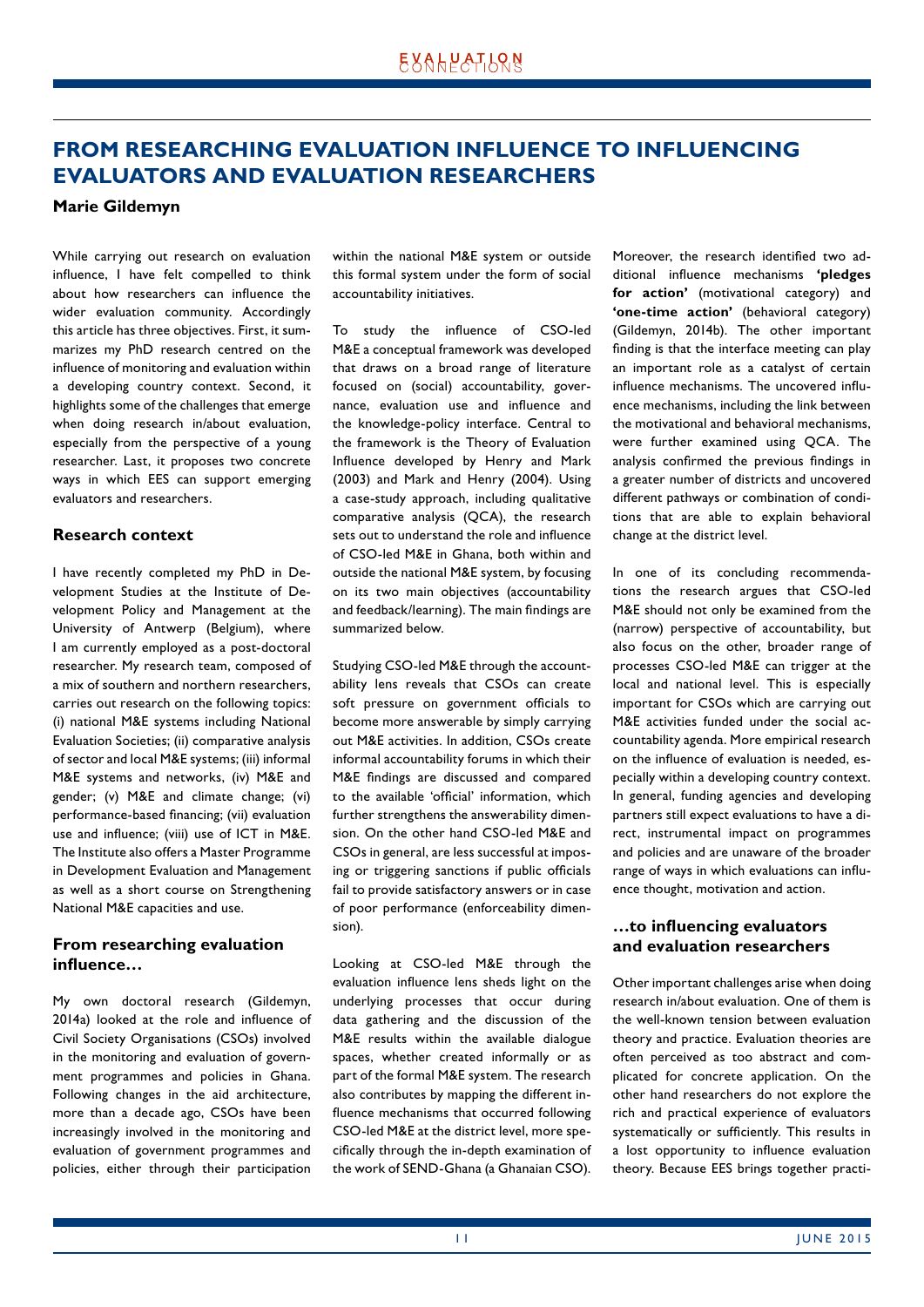# FROM RESEARCHING EVALUATION INFLUENCE TO INFLUENCING EVALUATORS AND EVALUATION RESEARCHERS

**Marie Gildemyn**

While carrying out research on evaluation influence, I have felt compelled to think about how researchers can influence the wider evaluation community. Accordingly this article has three objectives. First, it summarizes my PhD research centred on the influence of monitoring and evaluation within a developing country context. Second, it highlights some of the challenges that emerge when doing research in/about evaluation, especially from the perspective of a young researcher. Last, it proposes two concrete ways in which EES can support emerging evaluators and researchers.

## Research context

I have recently completed my PhD in Development Studies at the Institute of Development Policy and Management at the University of Antwerp (Belgium), where I am currently employed as a post-doctoral researcher. My research team, composed of a mix of southern and northern researchers, carries out research on the following topics: (i) national M&E systems including National Evaluation Societies; (ii) comparative analysis of sector and local M&E systems; (iii) informal M&E systems and networks, (iv) M&E and gender; (v) M&E and climate change; (vi) performance-based financing; (vii) evaluation use and influence; (viii) use of ICT in M&E. The Institute also offers a Master Programme in Development Evaluation and Management as well as a short course on Strengthening National M&E capacities and use.

## From researching evaluation influence…

My own doctoral research (Gildemyn, 2014a) looked at the role and influence of Civil Society Organisations (CSOs) involved in the monitoring and evaluation of government programmes and policies in Ghana. Following changes in the aid architecture, more than a decade ago, CSOs have been increasingly involved in the monitoring and evaluation of government programmes and policies, either through their participation within the national M&E system or outside this formal system under the form of social accountability initiatives.

To study the influence of CSO-led M&E a conceptual framework was developed that draws on a broad range of literature focused on (social) accountability, governance, evaluation use and influence and the knowledge-policy interface. Central to the framework is the Theory of Evaluation Influence developed by Henry and Mark (2003) and Mark and Henry (2004). Using a case-study approach, including qualitative comparative analysis (QCA), the research sets out to understand the role and influence of CSO-led M&E in Ghana, both within and outside the national M&E system, by focusing on its two main objectives (accountability and feedback/learning). The main findings are summarized below.

Studying CSO-led M&E through the accountability lens reveals that CSOs can create soft pressure on government officials to become more answerable by simply carrying out M&E activities. In addition, CSOs create informal accountability forums in which their M&E findings are discussed and compared to the available 'official' information, which further strengthens the answerability dimension. On the other hand CSO-led M&E and CSOs in general, are less successful at imposing or triggering sanctions if public officials fail to provide satisfactory answers or in case of poor performance (enforceability dimension).

Looking at CSO-led M&E through the evaluation influence lens sheds light on the underlying processes that occur during data gathering and the discussion of the M&E results within the available dialogue spaces, whether created informally or as part of the formal M&E system. The research also contributes by mapping the different influence mechanisms that occurred following CSO-led M&E at the district level, more specifically through the in-depth examination of the work of SEND-Ghana (a Ghanaian CSO). Moreover, the research identified two additional influence mechanisms **'pledges for action'** (motivational category) and **'one-time action'** (behavioral category) (Gildemyn, 2014b). The other important finding is that the interface meeting can play an important role as a catalyst of certain influence mechanisms. The uncovered influence mechanisms, including the link between the motivational and behavioral mechanisms, were further examined using QCA. The analysis confirmed the previous findings in a greater number of districts and uncovered different pathways or combination of conditions that are able to explain behavioral change at the district level.

In one of its concluding recommendations the research argues that CSO-led M&E should not only be examined from the (narrow) perspective of accountability, but also focus on the other, broader range of processes CSO-led M&E can trigger at the local and national level. This is especially important for CSOs which are carrying out M&E activities funded under the social accountability agenda. More empirical research on the influence of evaluation is needed, especially within a developing country context. In general, funding agencies and developing partners still expect evaluations to have a direct, instrumental impact on programmes and policies and are unaware of the broader range of ways in which evaluations can influence thought, motivation and action.

## …to influencing evaluators and evaluation researchers

Other important challenges arise when doing research in/about evaluation. One of them is the well-known tension between evaluation theory and practice. Evaluation theories are often perceived as too abstract and complicated for concrete application. On the other hand researchers do not explore the rich and practical experience of evaluators systematically or sufficiently. This results in a lost opportunity to influence evaluation theory. Because EES brings together practi-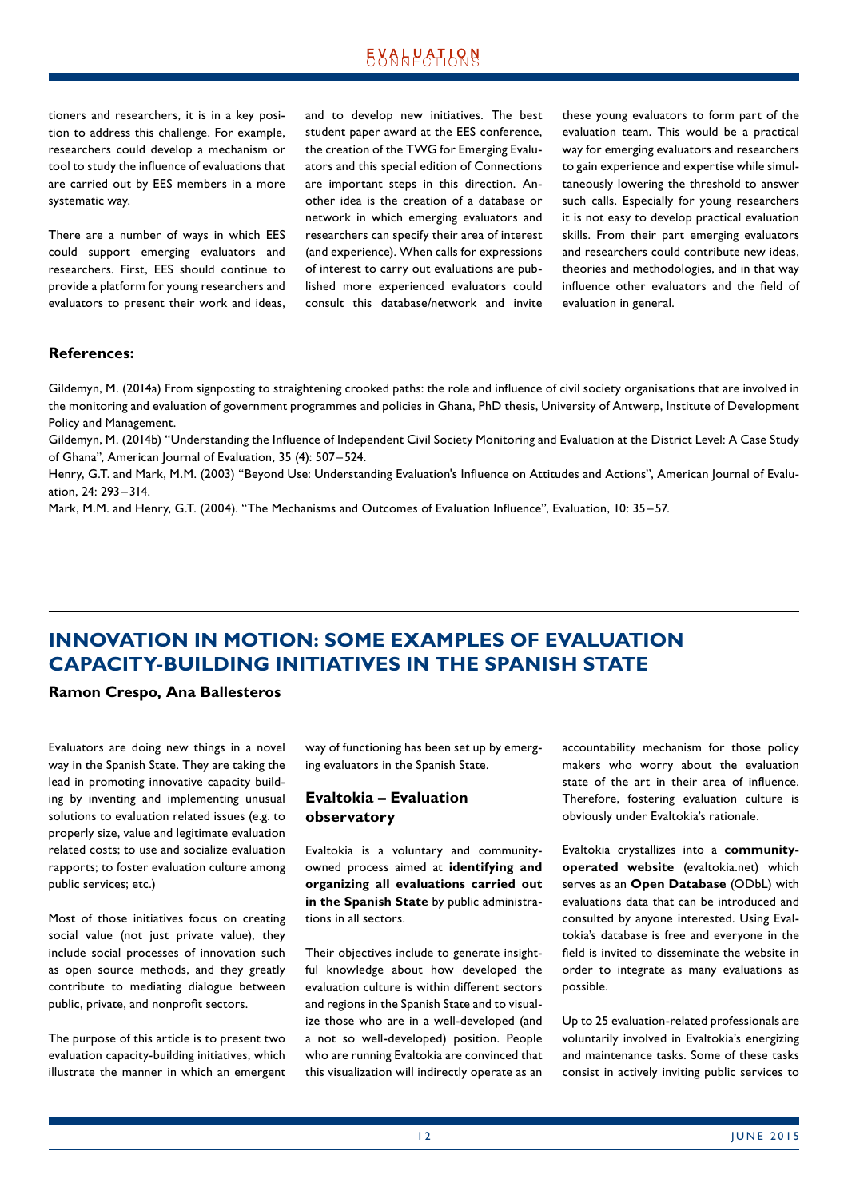tioners and researchers, it is in a key position to address this challenge. For example, researchers could develop a mechanism or tool to study the influence of evaluations that are carried out by EES members in a more systematic way.

There are a number of ways in which EES could support emerging evaluators and researchers. First, EES should continue to provide a platform for young researchers and evaluators to present their work and ideas, and to develop new initiatives. The best student paper award at the EES conference, the creation of the TWG for Emerging Evaluators and this special edition of Connections are important steps in this direction. Another idea is the creation of a database or network in which emerging evaluators and researchers can specify their area of interest (and experience). When calls for expressions of interest to carry out evaluations are published more experienced evaluators could consult this database/network and invite these young evaluators to form part of the evaluation team. This would be a practical way for emerging evaluators and researchers to gain experience and expertise while simultaneously lowering the threshold to answer such calls. Especially for young researchers it is not easy to develop practical evaluation skills. From their part emerging evaluators and researchers could contribute new ideas, theories and methodologies, and in that way influence other evaluators and the field of evaluation in general.

**References:**

Gildemyn, M. (2014a) From signposting to straightening crooked paths: the role and influence of civil society organisations that are involved in the monitoring and evaluation of government programmes and policies in Ghana, PhD thesis, University of Antwerp, Institute of Development Policy and Management.

Gildemyn, M. (2014b) "Understanding the Influence of Independent Civil Society Monitoring and Evaluation at the District Level: A Case Study of Ghana", American Journal of Evaluation, 35 (4): 507–524.

Henry, G.T. and Mark, M.M. (2003) "Beyond Use: Understanding Evaluation's Influence on Attitudes and Actions", American Journal of Evaluation, 24: 293–314.

Mark, M.M. and Henry, G.T. (2004). "The Mechanisms and Outcomes of Evaluation Influence", Evaluation, 10: 35–57.

# INNOVATION IN MOTION: SOME EXAMPLES OF EVALUATION CAPACITY-BUILDING INITIATIVES IN THE SPANISH STATE

**Ramon Crespo, Ana Ballesteros**

Evaluators are doing new things in a novel way in the Spanish State. They are taking the lead in promoting innovative capacity building by inventing and implementing unusual solutions to evaluation related issues (e.g. to properly size, value and legitimate evaluation related costs; to use and socialize evaluation rapports; to foster evaluation culture among public services; etc.)

Most of those initiatives focus on creating social value (not just private value), they include social processes of innovation such as open source methods, and they greatly contribute to mediating dialogue between public, private, and nonprofit sectors.

The purpose of this article is to present two evaluation capacity-building initiatives, which illustrate the manner in which an emergent way of functioning has been set up by emerging evaluators in the Spanish State.

## Evaltokia – Evaluation observatory

Evaltokia is a voluntary and community-owned process aimed at **identifying and organizing all evaluations carried out in the Spanish State** by public administrations in all sectors.

Their objectives include to generate insightful knowledge about how developed the evaluation culture is within different sectors and regions in the Spanish State and to visualize those who are in a well-developed (and a not so well-developed) position. People who are running Evaltokia are convinced that this visualization will indirectly operate as an accountability mechanism for those policy makers who worry about the evaluation state of the art in their area of influence. Therefore, fostering evaluation culture is obviously under Evaltokia's rationale.

Evaltokia crystallizes into a **community-operated website** (evaltokia.net) which serves as an **Open Database** (ODbL) with evaluations data that can be introduced and consulted by anyone interested. Using Evaltokia's database is free and everyone in the field is invited to disseminate the website in order to integrate as many evaluations as possible.

Up to 25 evaluation-related professionals are voluntarily involved in Evaltokia's energizing and maintenance tasks. Some of these tasks consist in actively inviting public services to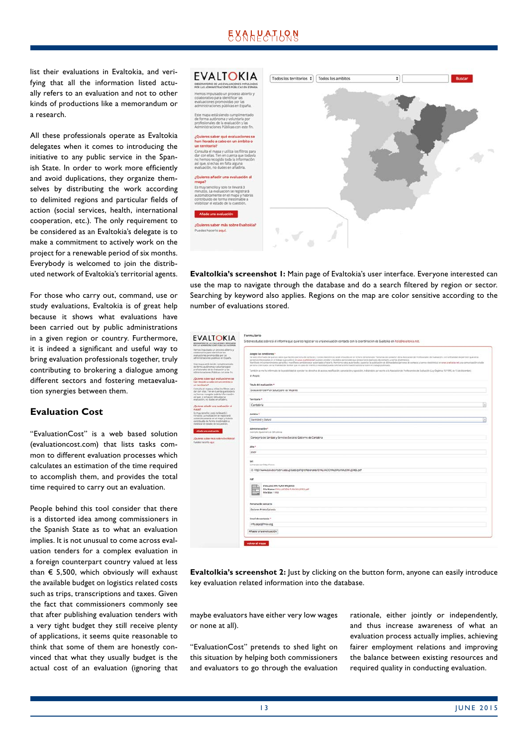list their evaluations in Evaltokia, and verifying that all the information listed actually refers to an evaluation and not to other kinds of productions like a memorandum or a research.

All these professionals operate as Evaltokia delegates when it comes to introducing the initiative to any public service in the Spanish State. In order to work more efficiently and avoid duplications, they organize themselves by distributing the work according to delimited regions and particular fields of action (social services, health, international cooperation, etc.). The only requirement to be considered as an Evaltokia's delegate is to make a commitment to actively work on the project for a renewable period of six months. Everybody is welcomed to join the distributed network of Evaltokia's territorial agents.

For those who carry out, command, use or study evaluations, Evaltokia is of great help because it shows what evaluations have been carried out by public administrations in a given region or country. Furthermore, it is indeed a significant and useful way to bring evaluation professionals together, truly contributing to brokering a dialogue among different sectors and fostering metaevaluation synergies between them.

## Evaluation Cost

"EvaluationCost" is a web based solution (evaluationcost.com) that lists tasks common to different evaluation processes which calculates an estimation of the time required to accomplish them, and provides the total time required to carry out an evaluation.

People behind this tool consider that there is a distorted idea among commissioners in the Spanish State as to what an evaluation implies. It is not unusual to come across evaluation tenders for a complex evaluation in a foreign counterpart country valued at less than € 5,500, which obviously will exhaust the available budget on logistics related costs such as trips, transcriptions and taxes. Given the fact that commissioners commonly see that after publishing evaluation tenders with a very tight budget they still receive plenty of applications, it seems quite reasonable to think that some of them are honestly convinced that what they usually budget is the actual cost of an evaluation (ignoring that maybe evaluators have either very low wages or none at all).

"EvaluationCost" pretends to shed light on this situation by helping both commissioners and evaluators to go through the evaluation rationale, either jointly or independently, and thus increase awareness of what an evaluation process actually implies, achieving fairer employment relations and improving the balance between existing resources and required quality in conducting evaluation.

**Evaltolkia's screenshot 1:** Main page of Evaltokia's user interface. Everyone interested can use the map to navigate through the database and do a search filtered by region or sector. Searching by keyword also applies. Regions on the map are color sensitive according to the number of evaluations stored.

**Evaltolkia's screenshot 2:** Just by clicking on the button form, anyone can easily introduce key evaluation related information into the database.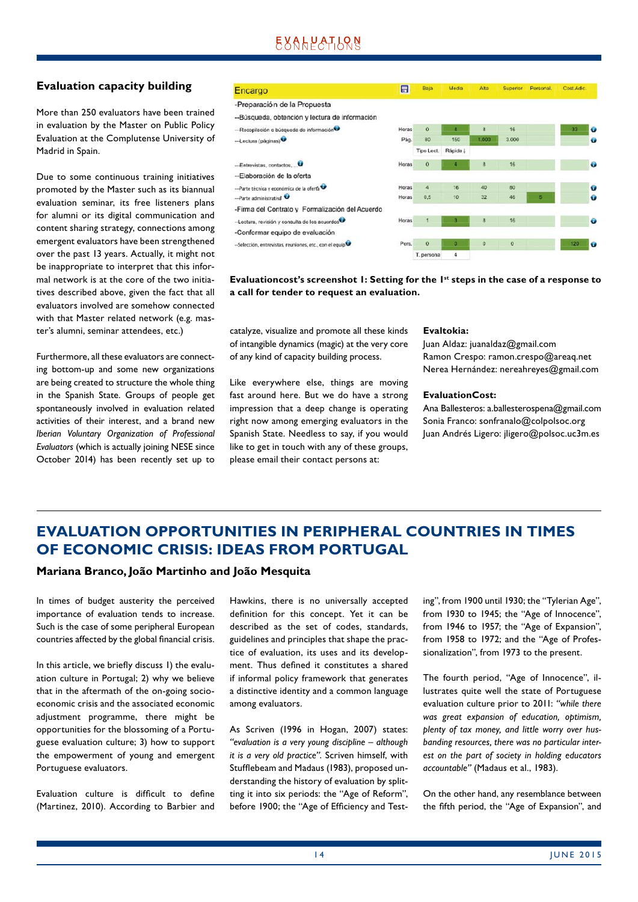## Evaluation capacity building

More than 250 evaluators have been trained in evaluation by the Master on Public Policy Evaluation at the Complutense University of Madrid in Spain.

Due to some continuous training initiatives promoted by the Master such as its biannual evaluation seminar, its free listeners plans for alumni or its digital communication and content sharing strategy, connections among emergent evaluators have been strengthened over the past 13 years. Actually, it might not be inappropriate to interpret that this informal network is at the core of the two initiatives described above, given the fact that all evaluators involved are somehow connected with that Master related network (e.g. master's alumni, seminar attendees, etc.)

Furthermore, all these evaluators are connecting bottom-up and some new organizations are being created to structure the whole thing in the Spanish State. Groups of people get spontaneously involved in evaluation related activities of their interest, and a brand new *Iberian Voluntary Organization of Professional Evaluators* (which is actually joining NESE since October 2014) has been recently set up to catalyze, visualize and promote all these kinds of intangible dynamics (magic) at the very core of any kind of capacity building process.

| Encargo | | Baja | Media | Alta | Superior | Personal. | Cost.Adic. |
|---|---|---|---|---|---|---|---|
| -Preparación de la Propuesta | | | | | | | |
| --Búsqueda, obtención y lectura de información | | | | | | | |
| ---Recopilación o búsqueda de información | Horas | 0 | 4 | 8 | 16 | | 33 |
| ---Lectura (páginas) | Pág. | 80 | 150 | 1.000 | 3.000 | | |
| | | Tipo Lect. | Rápida ↓ | | | | |
| ---Entrevistas, contactos, .. | Horas | 0 | 4 | 8 | 16 | | |
| --Elaboración de la oferta | | | | | | | |
| ---Parte técnica y económica de la oferta | Horas | 4 | 16 | 40 | 80 | | |
| ---Parte administrativa | Horas | 0,5 | 10 | 32 | 46 | 5 | |
| -Firma del Contrato y Formalización del Acuerdo | | | | | | | |
| ---Lectura, revisión y consulta de los acuerdos | Horas | 1 | 3 | 8 | 16 | | |
| -Conformar equipo de evaluación | | | | | | | |
| ---Selección, entrevistas, reuniones, etc., con el equipo | Pers. | 0 | 0 | 0 | 0 | | 120 |
| | | T. persona | 4 | | | | |

**Evaluationcost's screenshot 1: Setting for the 1st steps in the case of a response to a call for tender to request an evaluation.**

Like everywhere else, things are moving fast around here. But we do have a strong impression that a deep change is operating right now among emerging evaluators in the Spanish State. Needless to say, if you would like to get in touch with any of these groups, please email their contact persons at:

**Evaltokia:**
Juan Aldaz: juanaldaz@gmail.com
Ramon Crespo: ramon.crespo@areaq.net
Nerea Hernández: nereahreyes@gmail.com

**EvaluationCost:**
Ana Ballesteros: a.ballesterospena@gmail.com
Sonia Franco: sonfranalo@colpolsoc.org
Juan Andrés Ligero: jligero@polsoc.uc3m.es

# EVALUATION OPPORTUNITIES IN PERIPHERAL COUNTRIES IN TIMES OF ECONOMIC CRISIS: IDEAS FROM PORTUGAL

**Mariana Branco, João Martinho and João Mesquita**

In times of budget austerity the perceived importance of evaluation tends to increase. Such is the case of some peripheral European countries affected by the global financial crisis.

In this article, we briefly discuss 1) the evaluation culture in Portugal; 2) why we believe that in the aftermath of the on-going socio-economic crisis and the associated economic adjustment programme, there might be opportunities for the blossoming of a Portuguese evaluation culture; 3) how to support the empowerment of young and emergent Portuguese evaluators.

Evaluation culture is difficult to define (Martinez, 2010). According to Barbier and Hawkins, there is no universally accepted definition for this concept. Yet it can be described as the set of codes, standards, guidelines and principles that shape the practice of evaluation, its uses and its development. Thus defined it constitutes a shared if informal policy framework that generates a distinctive identity and a common language among evaluators.

As Scriven (1996 in Hogan, 2007) states: *"evaluation is a very young discipline – although it is a very old practice"*. Scriven himself, with Stufflebeam and Madaus (1983), proposed understanding the history of evaluation by splitting it into six periods: the "Age of Reform", before 1900; the "Age of Efficiency and Testing", from 1900 until 1930; the "Tylerian Age", from 1930 to 1945; the "Age of Innocence", from 1946 to 1957; the "Age of Expansion", from 1958 to 1972; and the "Age of Professionalization", from 1973 to the present.

The fourth period, "Age of Innocence", illustrates quite well the state of Portuguese evaluation culture prior to 2011: *"while there was great expansion of education, optimism, plenty of tax money, and little worry over husbanding resources, there was no particular interest on the part of society in holding educators accountable"* (Madaus et al., 1983).

On the other hand, any resemblance between the fifth period, the "Age of Expansion", and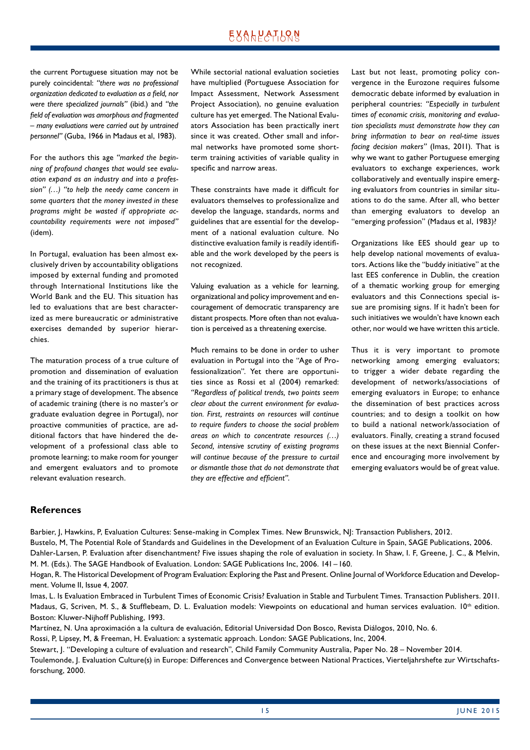the current Portuguese situation may not be purely coincidental: *"there was no professional organization dedicated to evaluation as a field, nor were there specialized journals"* (ibid.) and *"the field of evaluation was amorphous and fragmented – many evaluations were carried out by untrained personnel"* (Guba, 1966 in Madaus et al, 1983).

For the authors this age *"marked the beginning of profound changes that would see evaluation expand as an industry and into a profession" (…) "to help the needy came concern in some quarters that the money invested in these programs might be wasted if appropriate accountability requirements were not imposed"* (idem).

In Portugal, evaluation has been almost exclusively driven by accountability obligations imposed by external funding and promoted through International Institutions like the World Bank and the EU. This situation has led to evaluations that are best characterized as mere bureaucratic or administrative exercises demanded by superior hierarchies.

The maturation process of a true culture of promotion and dissemination of evaluation and the training of its practitioners is thus at a primary stage of development. The absence of academic training (there is no master's or graduate evaluation degree in Portugal), nor proactive communities of practice, are additional factors that have hindered the development of a professional class able to promote learning; to make room for younger and emergent evaluators and to promote relevant evaluation research.

While sectorial national evaluation societies have multiplied (Portuguese Association for Impact Assessment, Network Assessment Project Association), no genuine evaluation culture has yet emerged. The National Evaluators Association has been practically inert since it was created. Other small and informal networks have promoted some short-term training activities of variable quality in specific and narrow areas.

These constraints have made it difficult for evaluators themselves to professionalize and develop the language, standards, norms and guidelines that are essential for the development of a national evaluation culture. No distinctive evaluation family is readily identifiable and the work developed by the peers is not recognized.

Valuing evaluation as a vehicle for learning, organizational and policy improvement and encouragement of democratic transparency are distant prospects. More often than not evaluation is perceived as a threatening exercise.

Much remains to be done in order to usher evaluation in Portugal into the "Age of Professionalization". Yet there are opportunities since as Rossi et al (2004) remarked: *"Regardless of political trends, two points seem clear about the current environment for evaluation. First, restraints on resources will continue to require funders to choose the social problem areas on which to concentrate resources (…) Second, intensive scrutiny of existing programs will continue because of the pressure to curtail or dismantle those that do not demonstrate that they are effective and efficient".*

Last but not least, promoting policy convergence in the Eurozone requires fulsome democratic debate informed by evaluation in peripheral countries: *"Especially in turbulent times of economic crisis, monitoring and evaluation specialists must demonstrate how they can bring information to bear on real-time issues facing decision makers"* (Imas, 2011). That is why we want to gather Portuguese emerging evaluators to exchange experiences, work collaboratively and eventually inspire emerging evaluators from countries in similar situations to do the same. After all, who better than emerging evaluators to develop an "emerging profession" (Madaus et al, 1983)?

Organizations like EES should gear up to help develop national movements of evaluators. Actions like the "buddy initiative" at the last EES conference in Dublin, the creation of a thematic working group for emerging evaluators and this Connections special issue are promising signs. If it hadn't been for such initiatives we wouldn't have known each other, nor would we have written this article.

Thus it is very important to promote networking among emerging evaluators; to trigger a wider debate regarding the development of networks/associations of emerging evaluators in Europe; to enhance the dissemination of best practices across countries; and to design a toolkit on how to build a national network/association of evaluators. Finally, creating a strand focused on these issues at the next Biennial Conference and encouraging more involvement by emerging evaluators would be of great value.

## References

Barbier, J, Hawkins, P, Evaluation Cultures: Sense-making in Complex Times. New Brunswick, NJ: Transaction Publishers, 2012.

Bustelo, M, The Potential Role of Standards and Guidelines in the Development of an Evaluation Culture in Spain, SAGE Publications, 2006.

Dahler-Larsen, P. Evaluation after disenchantment? Five issues shaping the role of evaluation in society. In Shaw, I. F, Greene, J. C., & Melvin, M. M. (Eds.). The SAGE Handbook of Evaluation. London: SAGE Publications Inc, 2006. 141 – 160.

Hogan, R. The Historical Development of Program Evaluation: Exploring the Past and Present. Online Journal of Workforce Education and Development. Volume II, Issue 4, 2007.

Imas, L. Is Evaluation Embraced in Turbulent Times of Economic Crisis? Evaluation in Stable and Turbulent Times. Transaction Publishers. 2011.

Madaus, G, Scriven, M. S., & Stufflebeam, D. L. Evaluation models: Viewpoints on educational and human services evaluation. 10th edition. Boston: Kluwer-Nijhoff Publishing, 1993.

Martínez, N. Una aproximación a la cultura de evaluación, Editorial Universidad Don Bosco, Revista Diálogos, 2010, No. 6.

Rossi, P, Lipsey, M, & Freeman, H. Evaluation: a systematic approach. London: SAGE Publications, Inc, 2004.

Stewart, J. "Developing a culture of evaluation and research", Child Family Community Australia, Paper No. 28 – November 2014.

Toulemonde, J. Evaluation Culture(s) in Europe: Differences and Convergence between National Practices, Vierteljahrshefte zur Wirtschaftsforschung, 2000.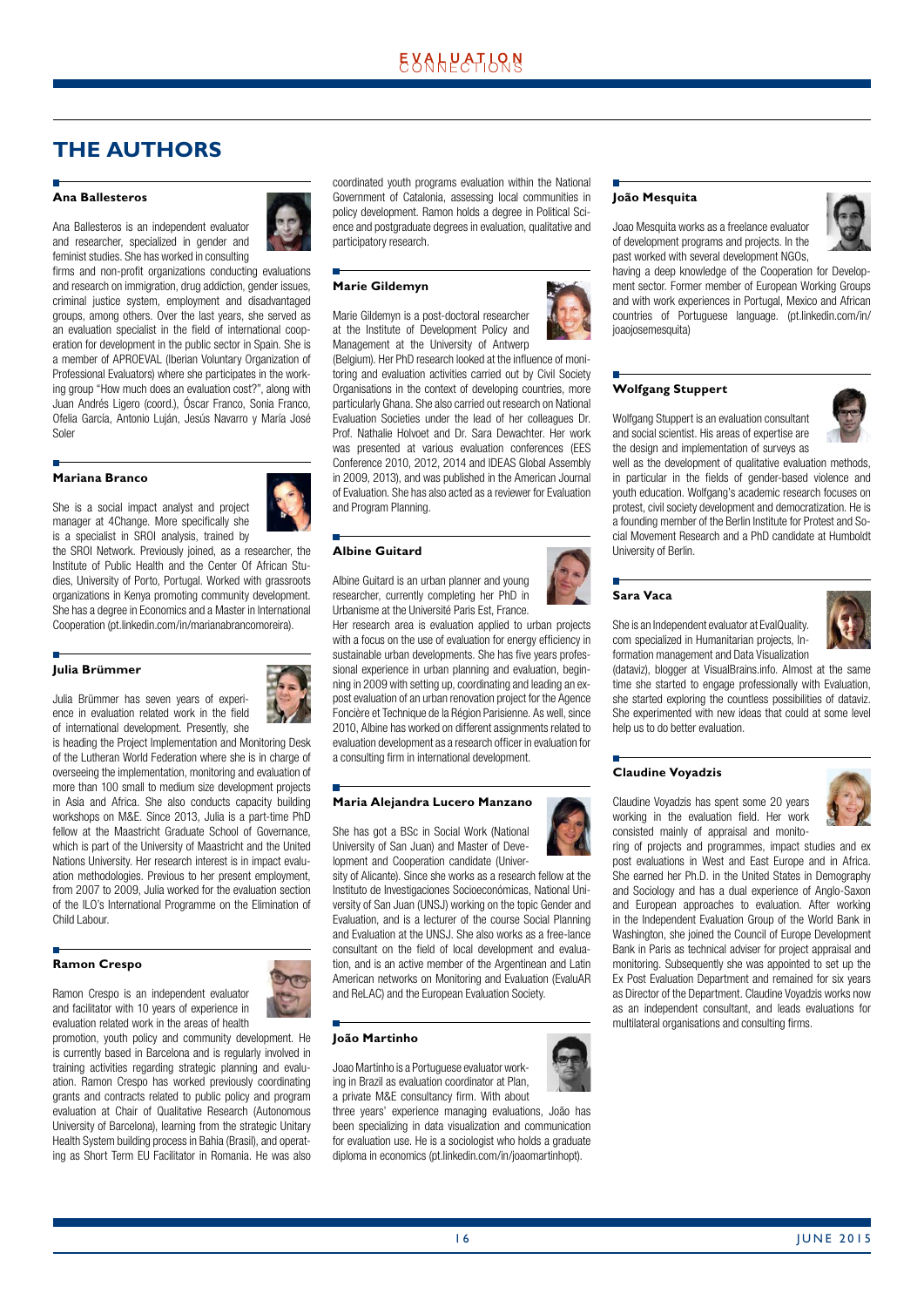# THE AUTHORS

### Ana Ballesteros

Ana Ballesteros is an independent evaluator and researcher, specialized in gender and feminist studies. She has worked in consulting firms and non-profit organizations conducting evaluations and research on immigration, drug addiction, gender issues, criminal justice system, employment and disadvantaged groups, among others. Over the last years, she served as an evaluation specialist in the field of international cooperation for development in the public sector in Spain. She is a member of APROEVAL (Iberian Voluntary Organization of Professional Evaluators) where she participates in the working group "How much does an evaluation cost?", along with Juan Andrés Ligero (coord.), Óscar Franco, Sonia Franco, Ofelia García, Antonio Luján, Jesús Navarro y María José Soler

### Mariana Branco

She is a social impact analyst and project manager at 4Change. More specifically she is a specialist in SROI analysis, trained by the SROI Network. Previously joined, as a researcher, the Institute of Public Health and the Center Of African Studies, University of Porto, Portugal. Worked with grassroots organizations in Kenya promoting community development. She has a degree in Economics and a Master in International Cooperation (pt.linkedin.com/in/marianabrancomoreira).

### Julia Brümmer

Julia Brümmer has seven years of experience in evaluation related work in the field of international development. Presently, she is heading the Project Implementation and Monitoring Desk of the Lutheran World Federation where she is in charge of overseeing the implementation, monitoring and evaluation of more than 100 small to medium size development projects in Asia and Africa. She also conducts capacity building workshops on M&E. Since 2013, Julia is a part-time PhD fellow at the Maastricht Graduate School of Governance, which is part of the University of Maastricht and the United Nations University. Her research interest is in impact evaluation methodologies. Previous to her present employment, from 2007 to 2009, Julia worked for the evaluation section of the ILO's International Programme on the Elimination of Child Labour.

### Ramon Crespo

Ramon Crespo is an independent evaluator and facilitator with 10 years of experience in evaluation related work in the areas of health promotion, youth policy and community development. He is currently based in Barcelona and is regularly involved in training activities regarding strategic planning and evaluation. Ramon Crespo has worked previously coordinating grants and contracts related to public policy and program evaluation at Chair of Qualitative Research (Autonomous University of Barcelona), learning from the strategic Unitary Health System building process in Bahia (Brasil), and operating as Short Term EU Facilitator in Romania. He was also coordinated youth programs evaluation within the National Government of Catalonia, assessing local communities in policy development. Ramon holds a degree in Political Science and postgraduate degrees in evaluation, qualitative and participatory research.

### Marie Gildemyn

Marie Gildemyn is a post-doctoral researcher at the Institute of Development Policy and Management at the University of Antwerp (Belgium). Her PhD research looked at the influence of monitoring and evaluation activities carried out by Civil Society Organisations in the context of developing countries, more particularly Ghana. She also carried out research on National Evaluation Societies under the lead of her colleagues Dr. Prof. Nathalie Holvoet and Dr. Sara Dewachter. Her work was presented at various evaluation conferences (EES Conference 2010, 2012, 2014 and IDEAS Global Assembly in 2009, 2013), and was published in the American Journal of Evaluation. She has also acted as a reviewer for Evaluation and Program Planning.

### Albine Guitard

Albine Guitard is an urban planner and young researcher, currently completing her PhD in Urbanisme at the Université Paris Est, France. Her research area is evaluation applied to urban projects with a focus on the use of evaluation for energy efficiency in sustainable urban developments. She has five years professional experience in urban planning and evaluation, beginning in 2009 with setting up, coordinating and leading an expost evaluation of an urban renovation project for the Agence Foncière et Technique de la Région Parisienne. As well, since 2010, Albine has worked on different assignments related to evaluation development as a research officer in evaluation for a consulting firm in international development.

### Maria Alejandra Lucero Manzano

She has got a BSc in Social Work (National University of San Juan) and Master of Development and Cooperation candidate (University of Alicante). Since she works as a research fellow at the Instituto de Investigaciones Socioeconómicas, National University of San Juan (UNSJ) working on the topic Gender and Evaluation, and is a lecturer of the course Social Planning and Evaluation at the UNSJ. She also works as a free-lance consultant on the field of local development and evaluation, and is an active member of the Argentinean and Latin American networks on Monitoring and Evaluation (EvaluAR and ReLAC) and the European Evaluation Society.

### João Martinho

Joao Martinho is a Portuguese evaluator working in Brazil as evaluation coordinator at Plan, a private M&E consultancy firm. With about three years' experience managing evaluations, João has been specializing in data visualization and communication for evaluation use. He is a sociologist who holds a graduate diploma in economics (pt.linkedin.com/in/joaomartinhopt).

### João Mesquita

Joao Mesquita works as a freelance evaluator of development programs and projects. In the past worked with several development NGOs, having a deep knowledge of the Cooperation for Development sector. Former member of European Working Groups and with work experiences in Portugal, Mexico and African countries of Portuguese language. (pt.linkedin.com/in/joaojosemesquita)

### Wolfgang Stuppert

Wolfgang Stuppert is an evaluation consultant and social scientist. His areas of expertise are the design and implementation of surveys as well as the development of qualitative evaluation methods, in particular in the fields of gender-based violence and youth education. Wolfgang's academic research focuses on protest, civil society development and democratization. He is a founding member of the Berlin Institute for Protest and Social Movement Research and a PhD candidate at Humboldt University of Berlin.

### Sara Vaca

She is an Independent evaluator at EvalQuality.com specialized in Humanitarian projects, Information management and Data Visualization (dataviz), blogger at VisualBrains.info. Almost at the same time she started to engage professionally with Evaluation, she started exploring the countless possibilities of dataviz. She experimented with new ideas that could at some level help us to do better evaluation.

### Claudine Voyadzis

Claudine Voyadzis has spent some 20 years working in the evaluation field. Her work consisted mainly of appraisal and monitoring of projects and programmes, impact studies and ex post evaluations in West and East Europe and in Africa. She earned her Ph.D. in the United States in Demography and Sociology and has a dual experience of Anglo-Saxon and European approaches to evaluation. After working in the Independent Evaluation Group of the World Bank in Washington, she joined the Council of Europe Development Bank in Paris as technical adviser for project appraisal and monitoring. Subsequently she was appointed to set up the Ex Post Evaluation Department and remained for six years as Director of the Department. Claudine Voyadzis works now as an independent consultant, and leads evaluations for multilateral organisations and consulting firms.